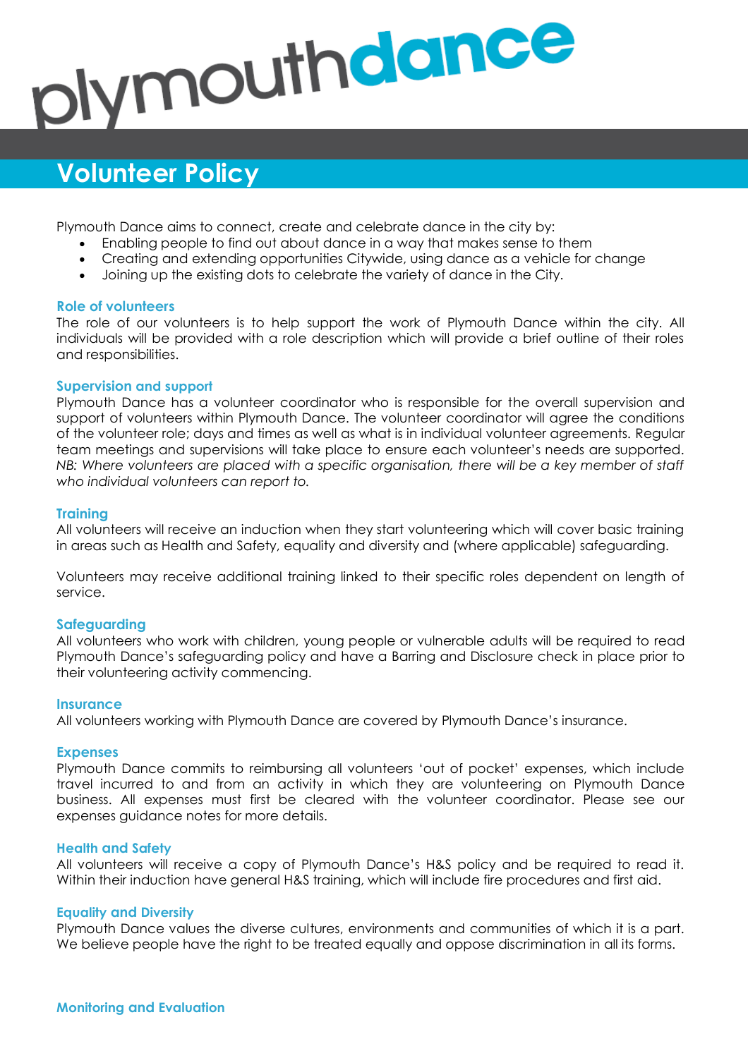plymouthdance

# Volunteer Policy

Plymouth Dance aims to connect, create and celebrate dance in the city by:

- Enabling people to find out about dance in a way that makes sense to them
- Creating and extending opportunities Citywide, using dance as a vehicle for change
- Joining up the existing dots to celebrate the variety of dance in the City.

## Role of volunteers

The role of our volunteers is to help support the work of Plymouth Dance within the city. All individuals will be provided with a role description which will provide a brief outline of their roles and responsibilities.

## Supervision and support

Plymouth Dance has a volunteer coordinator who is responsible for the overall supervision and support of volunteers within Plymouth Dance. The volunteer coordinator will agree the conditions of the volunteer role; days and times as well as what is in individual volunteer agreements. Regular team meetings and supervisions will take place to ensure each volunteer's needs are supported. *NB: Where volunteers are placed with a specific organisation, there will be a key member of staff who individual volunteers can report to.*

## Training

All volunteers will receive an induction when they start volunteering which will cover basic training in areas such as Health and Safety, equality and diversity and (where applicable) safeguarding.

Volunteers may receive additional training linked to their specific roles dependent on length of service.

## Safeguarding

All volunteers who work with children, young people or vulnerable adults will be required to read Plymouth Dance's safeguarding policy and have a Barring and Disclosure check in place prior to their volunteering activity commencing.

## Insurance

All volunteers working with Plymouth Dance are covered by Plymouth Dance's insurance.

## Expenses

Plymouth Dance commits to reimbursing all volunteers 'out of pocket' expenses, which include travel incurred to and from an activity in which they are volunteering on Plymouth Dance business. All expenses must first be cleared with the volunteer coordinator. Please see our expenses guidance notes for more details.

## Health and Safety

All volunteers will receive a copy of Plymouth Dance's H&S policy and be required to read it. Within their induction have general H&S training, which will include fire procedures and first aid.

## Equality and Diversity

Plymouth Dance values the diverse cultures, environments and communities of which it is a part. We believe people have the right to be treated equally and oppose discrimination in all its forms.

## Monitoring and Evaluation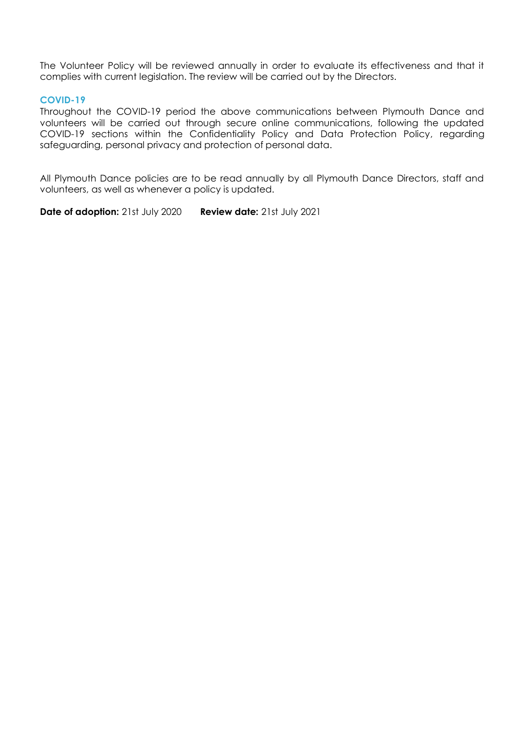The Volunteer Policy will be reviewed annually in order to evaluate its effectiveness and that it complies with current legislation. The review will be carried out by the Directors.

## COVID-19

Throughout the COVID-19 period the above communications between Plymouth Dance and volunteers will be carried out through secure online communications, following the updated COVID-19 sections within the Confidentiality Policy and Data Protection Policy, regarding safeguarding, personal privacy and protection of personal data.

All Plymouth Dance policies are to be read annually by all Plymouth Dance Directors, staff and volunteers, as well as whenever a policy is updated.

**Date of adoption:** 21st July 2020 **Review date:** 21st July 2021